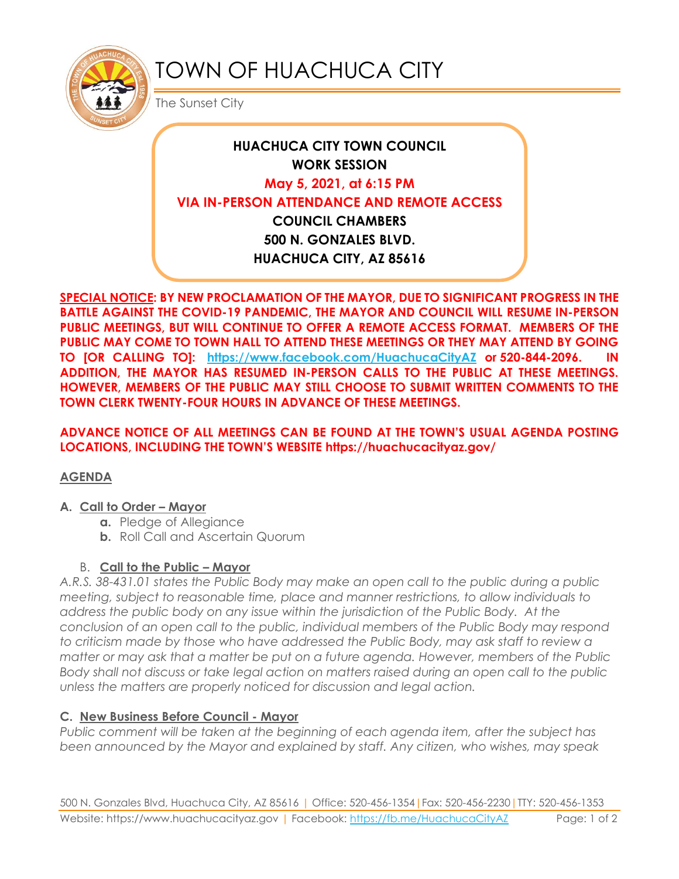# TOWN OF HUACHUCA CITY

The Sunset City

**HUACHUCA CITY TOWN COUNCIL**
**WORK SESSION**
**May 5, 2021, at 6:15 PM**
**VIA IN-PERSON ATTENDANCE AND REMOTE ACCESS**
**COUNCIL CHAMBERS**
**500 N. GONZALES BLVD.**
**HUACHUCA CITY, AZ 85616**

**SPECIAL NOTICE: BY NEW PROCLAMATION OF THE MAYOR, DUE TO SIGNIFICANT PROGRESS IN THE BATTLE AGAINST THE COVID-19 PANDEMIC, THE MAYOR AND COUNCIL WILL RESUME IN-PERSON PUBLIC MEETINGS, BUT WILL CONTINUE TO OFFER A REMOTE ACCESS FORMAT. MEMBERS OF THE PUBLIC MAY COME TO TOWN HALL TO ATTEND THESE MEETINGS OR THEY MAY ATTEND BY GOING TO [OR CALLING TO]: https://www.facebook.com/HuachucaCityAZ or 520-844-2096. IN ADDITION, THE MAYOR HAS RESUMED IN-PERSON CALLS TO THE PUBLIC AT THESE MEETINGS. HOWEVER, MEMBERS OF THE PUBLIC MAY STILL CHOOSE TO SUBMIT WRITTEN COMMENTS TO THE TOWN CLERK TWENTY-FOUR HOURS IN ADVANCE OF THESE MEETINGS.**

**ADVANCE NOTICE OF ALL MEETINGS CAN BE FOUND AT THE TOWN'S USUAL AGENDA POSTING LOCATIONS, INCLUDING THE TOWN'S WEBSITE https://huachucacityaz.gov/**

## AGENDA

### A. Call to Order – Mayor

- **a.** Pledge of Allegiance
- **b.** Roll Call and Ascertain Quorum

### B. Call to the Public – Mayor

*A.R.S. 38-431.01 states the Public Body may make an open call to the public during a public meeting, subject to reasonable time, place and manner restrictions, to allow individuals to address the public body on any issue within the jurisdiction of the Public Body. At the conclusion of an open call to the public, individual members of the Public Body may respond to criticism made by those who have addressed the Public Body, may ask staff to review a matter or may ask that a matter be put on a future agenda. However, members of the Public Body shall not discuss or take legal action on matters raised during an open call to the public unless the matters are properly noticed for discussion and legal action.*

### C. New Business Before Council - Mayor

*Public comment will be taken at the beginning of each agenda item, after the subject has been announced by the Mayor and explained by staff. Any citizen, who wishes, may speak*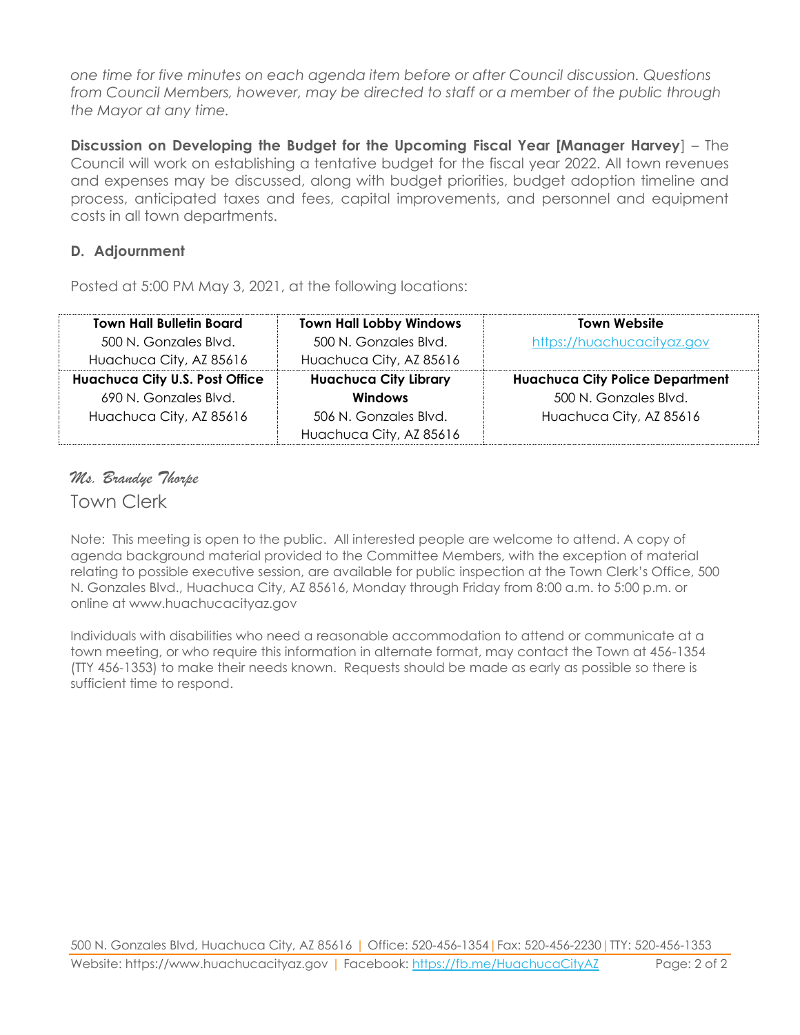*one time for five minutes on each agenda item before or after Council discussion. Questions from Council Members, however, may be directed to staff or a member of the public through the Mayor at any time.*

**Discussion on Developing the Budget for the Upcoming Fiscal Year [Manager Harvey**] – The Council will work on establishing a tentative budget for the fiscal year 2022. All town revenues and expenses may be discussed, along with budget priorities, budget adoption timeline and process, anticipated taxes and fees, capital improvements, and personnel and equipment costs in all town departments.

### D. Adjournment

Posted at 5:00 PM May 3, 2021, at the following locations:

| | | |
|---|---|---|
| **Town Hall Bulletin Board**<br>500 N. Gonzales Blvd.<br>Huachuca City, AZ 85616 | **Town Hall Lobby Windows**<br>500 N. Gonzales Blvd.<br>Huachuca City, AZ 85616 | **Town Website**<br>https://huachucacityaz.gov |
| **Huachuca City U.S. Post Office**<br>690 N. Gonzales Blvd.<br>Huachuca City, AZ 85616 | **Huachuca City Library Windows**<br>506 N. Gonzales Blvd.<br>Huachuca City, AZ 85616 | **Huachuca City Police Department**<br>500 N. Gonzales Blvd.<br>Huachuca City, AZ 85616 |

*Ms. Brandye Thorpe*
Town Clerk

Note: This meeting is open to the public. All interested people are welcome to attend. A copy of agenda background material provided to the Committee Members, with the exception of material relating to possible executive session, are available for public inspection at the Town Clerk's Office, 500 N. Gonzales Blvd., Huachuca City, AZ 85616, Monday through Friday from 8:00 a.m. to 5:00 p.m. or online at www.huachucacityaz.gov

Individuals with disabilities who need a reasonable accommodation to attend or communicate at a town meeting, or who require this information in alternate format, may contact the Town at 456-1354 (TTY 456-1353) to make their needs known. Requests should be made as early as possible so there is sufficient time to respond.